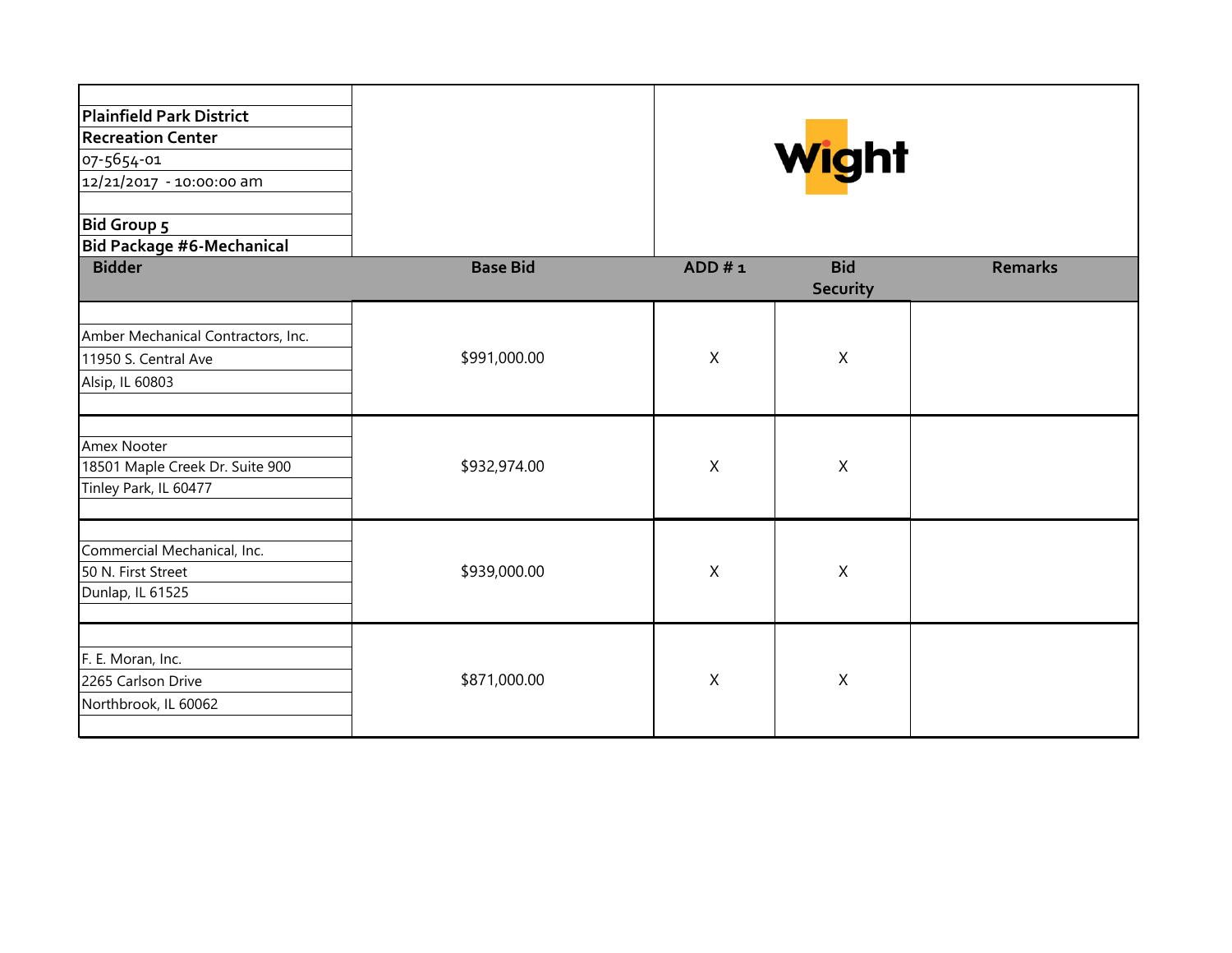**Plainfield Park District**
**Recreation Center**
07-5654-01
12/21/2017 - 10:00:00 am

**Bid Group 5**
**Bid Package #6-Mechanical**

Wight

| Bidder | Base Bid | ADD # 1 | Bid Security | Remarks |
|---|---|---|---|---|
| Amber Mechanical Contractors, Inc.<br>11950 S. Central Ave<br>Alsip, IL 60803 | $991,000.00 | X | X | |
| Amex Nooter<br>18501 Maple Creek Dr. Suite 900<br>Tinley Park, IL 60477 | $932,974.00 | X | X | |
| Commercial Mechanical, Inc.<br>50 N. First Street<br>Dunlap, IL 61525 | $939,000.00 | X | X | |
| F. E. Moran, Inc.<br>2265 Carlson Drive<br>Northbrook, IL 60062 | $871,000.00 | X | X | |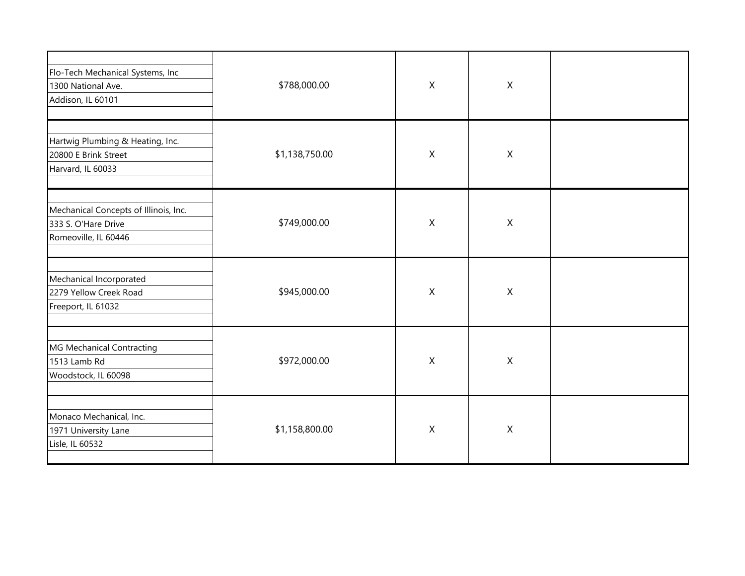| | | | | |
|---|---|---|---|---|
| Flo-Tech Mechanical Systems, Inc<br>1300 National Ave.<br>Addison, IL 60101 | $788,000.00 | X | X | |
| Hartwig Plumbing & Heating, Inc.<br>20800 E Brink Street<br>Harvard, IL 60033 | $1,138,750.00 | X | X | |
| Mechanical Concepts of Illinois, Inc.<br>333 S. O'Hare Drive<br>Romeoville, IL 60446 | $749,000.00 | X | X | |
| Mechanical Incorporated<br>2279 Yellow Creek Road<br>Freeport, IL 61032 | $945,000.00 | X | X | |
| MG Mechanical Contracting<br>1513 Lamb Rd<br>Woodstock, IL 60098 | $972,000.00 | X | X | |
| Monaco Mechanical, Inc.<br>1971 University Lane<br>Lisle, IL 60532 | $1,158,800.00 | X | X | |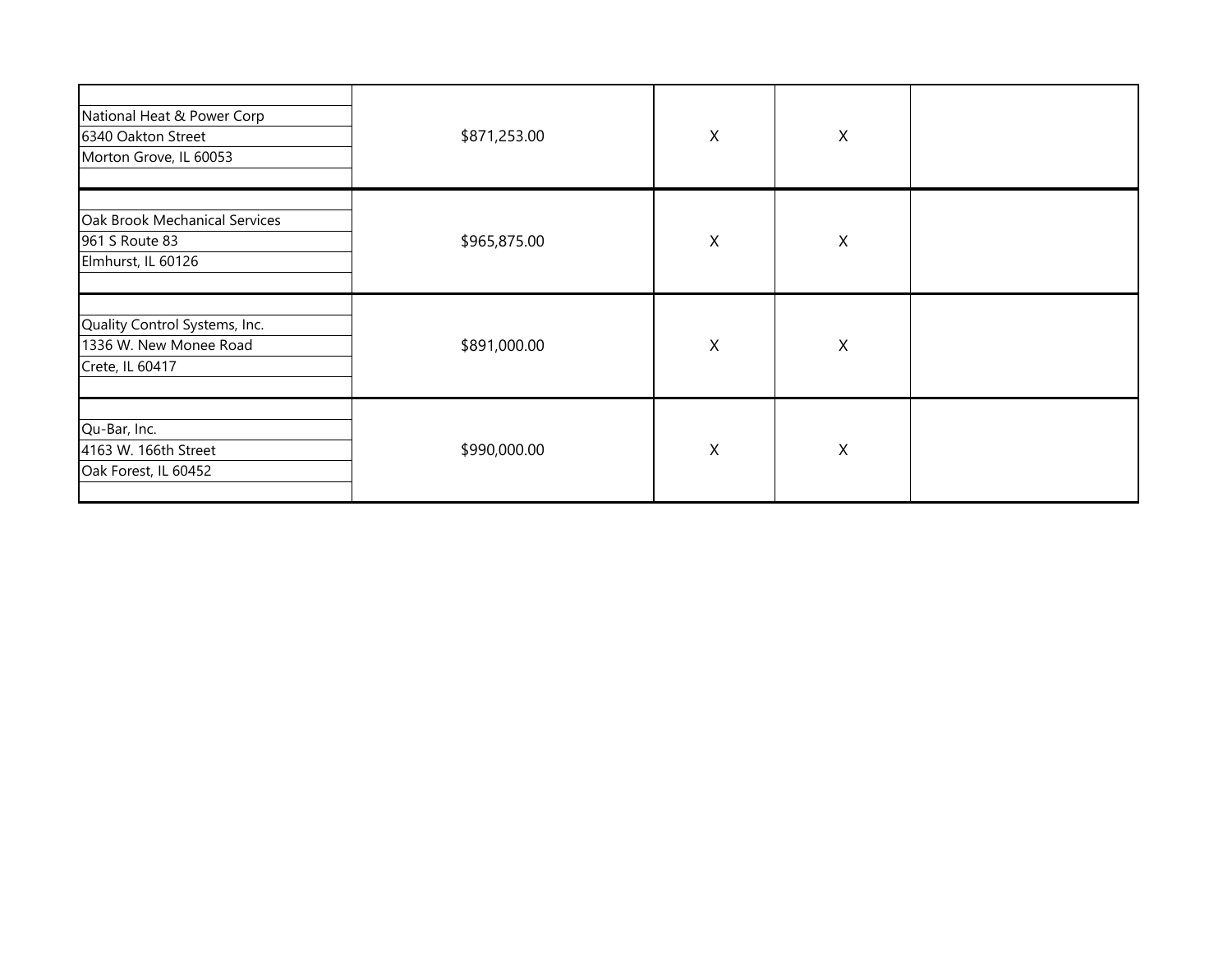| | | | | |
|---|---|---|---|---|
| National Heat & Power Corp<br>6340 Oakton Street<br>Morton Grove, IL 60053 | $871,253.00 | X | X | |
| Oak Brook Mechanical Services<br>961 S Route 83<br>Elmhurst, IL 60126 | $965,875.00 | X | X | |
| Quality Control Systems, Inc.<br>1336 W. New Monee Road<br>Crete, IL 60417 | $891,000.00 | X | X | |
| Qu-Bar, Inc.<br>4163 W. 166th Street<br>Oak Forest, IL 60452 | $990,000.00 | X | X | |